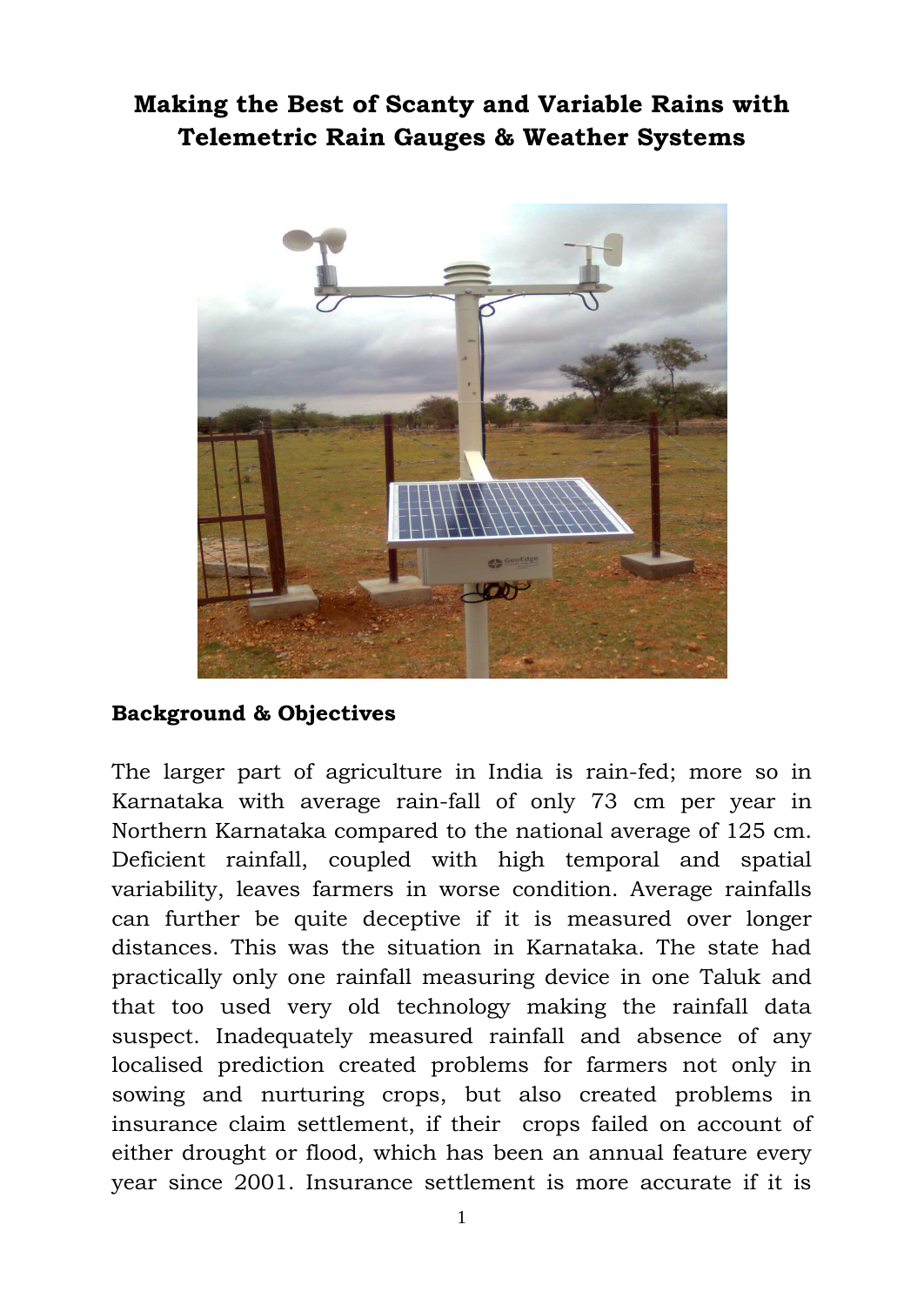# Making the Best of Scanty and Variable Rains with Telemetric Rain Gauges & Weather Systems

**Background & Objectives**

The larger part of agriculture in India is rain-fed; more so in Karnataka with average rain-fall of only 73 cm per year in Northern Karnataka compared to the national average of 125 cm. Deficient rainfall, coupled with high temporal and spatial variability, leaves farmers in worse condition. Average rainfalls can further be quite deceptive if it is measured over longer distances. This was the situation in Karnataka. The state had practically only one rainfall measuring device in one Taluk and that too used very old technology making the rainfall data suspect. Inadequately measured rainfall and absence of any localised prediction created problems for farmers not only in sowing and nurturing crops, but also created problems in insurance claim settlement, if their crops failed on account of either drought or flood, which has been an annual feature every year since 2001. Insurance settlement is more accurate if it is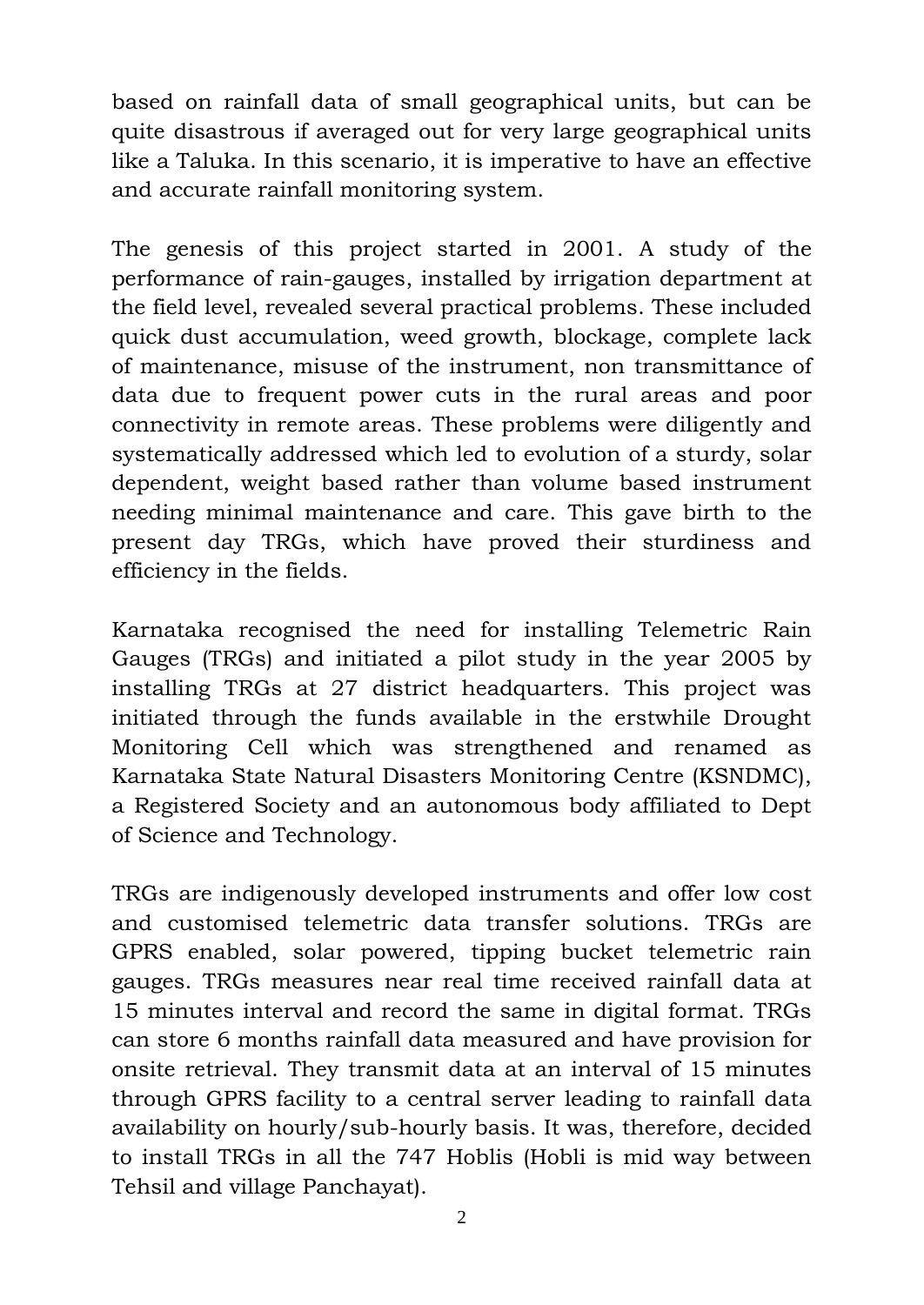based on rainfall data of small geographical units, but can be quite disastrous if averaged out for very large geographical units like a Taluka. In this scenario, it is imperative to have an effective and accurate rainfall monitoring system.

The genesis of this project started in 2001. A study of the performance of rain-gauges, installed by irrigation department at the field level, revealed several practical problems. These included quick dust accumulation, weed growth, blockage, complete lack of maintenance, misuse of the instrument, non transmittance of data due to frequent power cuts in the rural areas and poor connectivity in remote areas. These problems were diligently and systematically addressed which led to evolution of a sturdy, solar dependent, weight based rather than volume based instrument needing minimal maintenance and care. This gave birth to the present day TRGs, which have proved their sturdiness and efficiency in the fields.

Karnataka recognised the need for installing Telemetric Rain Gauges (TRGs) and initiated a pilot study in the year 2005 by installing TRGs at 27 district headquarters. This project was initiated through the funds available in the erstwhile Drought Monitoring Cell which was strengthened and renamed as Karnataka State Natural Disasters Monitoring Centre (KSNDMC), a Registered Society and an autonomous body affiliated to Dept of Science and Technology.

TRGs are indigenously developed instruments and offer low cost and customised telemetric data transfer solutions. TRGs are GPRS enabled, solar powered, tipping bucket telemetric rain gauges. TRGs measures near real time received rainfall data at 15 minutes interval and record the same in digital format. TRGs can store 6 months rainfall data measured and have provision for onsite retrieval. They transmit data at an interval of 15 minutes through GPRS facility to a central server leading to rainfall data availability on hourly/sub-hourly basis. It was, therefore, decided to install TRGs in all the 747 Hoblis (Hobli is mid way between Tehsil and village Panchayat).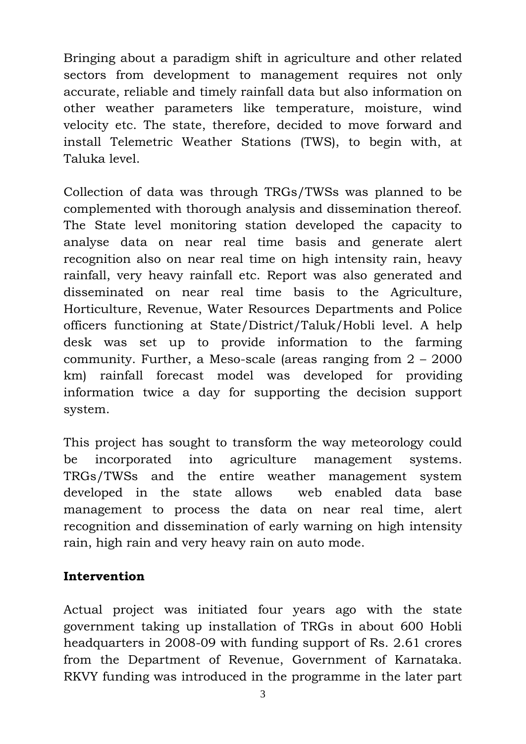Bringing about a paradigm shift in agriculture and other related sectors from development to management requires not only accurate, reliable and timely rainfall data but also information on other weather parameters like temperature, moisture, wind velocity etc. The state, therefore, decided to move forward and install Telemetric Weather Stations (TWS), to begin with, at Taluka level.

Collection of data was through TRGs/TWSs was planned to be complemented with thorough analysis and dissemination thereof. The State level monitoring station developed the capacity to analyse data on near real time basis and generate alert recognition also on near real time on high intensity rain, heavy rainfall, very heavy rainfall etc. Report was also generated and disseminated on near real time basis to the Agriculture, Horticulture, Revenue, Water Resources Departments and Police officers functioning at State/District/Taluk/Hobli level. A help desk was set up to provide information to the farming community. Further, a Meso-scale (areas ranging from 2 – 2000 km) rainfall forecast model was developed for providing information twice a day for supporting the decision support system.

This project has sought to transform the way meteorology could be incorporated into agriculture management systems. TRGs/TWSs and the entire weather management system developed in the state allows web enabled data base management to process the data on near real time, alert recognition and dissemination of early warning on high intensity rain, high rain and very heavy rain on auto mode.

## Intervention

Actual project was initiated four years ago with the state government taking up installation of TRGs in about 600 Hobli headquarters in 2008-09 with funding support of Rs. 2.61 crores from the Department of Revenue, Government of Karnataka. RKVY funding was introduced in the programme in the later part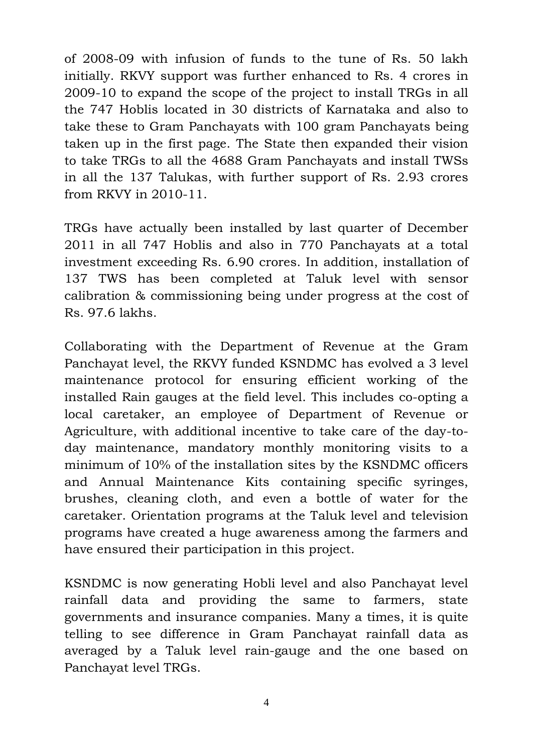of 2008-09 with infusion of funds to the tune of Rs. 50 lakh initially. RKVY support was further enhanced to Rs. 4 crores in 2009-10 to expand the scope of the project to install TRGs in all the 747 Hoblis located in 30 districts of Karnataka and also to take these to Gram Panchayats with 100 gram Panchayats being taken up in the first page. The State then expanded their vision to take TRGs to all the 4688 Gram Panchayats and install TWSs in all the 137 Talukas, with further support of Rs. 2.93 crores from RKVY in 2010-11.

TRGs have actually been installed by last quarter of December 2011 in all 747 Hoblis and also in 770 Panchayats at a total investment exceeding Rs. 6.90 crores. In addition, installation of 137 TWS has been completed at Taluk level with sensor calibration & commissioning being under progress at the cost of Rs. 97.6 lakhs.

Collaborating with the Department of Revenue at the Gram Panchayat level, the RKVY funded KSNDMC has evolved a 3 level maintenance protocol for ensuring efficient working of the installed Rain gauges at the field level. This includes co-opting a local caretaker, an employee of Department of Revenue or Agriculture, with additional incentive to take care of the day-to-day maintenance, mandatory monthly monitoring visits to a minimum of 10% of the installation sites by the KSNDMC officers and Annual Maintenance Kits containing specific syringes, brushes, cleaning cloth, and even a bottle of water for the caretaker. Orientation programs at the Taluk level and television programs have created a huge awareness among the farmers and have ensured their participation in this project.

KSNDMC is now generating Hobli level and also Panchayat level rainfall data and providing the same to farmers, state governments and insurance companies. Many a times, it is quite telling to see difference in Gram Panchayat rainfall data as averaged by a Taluk level rain-gauge and the one based on Panchayat level TRGs.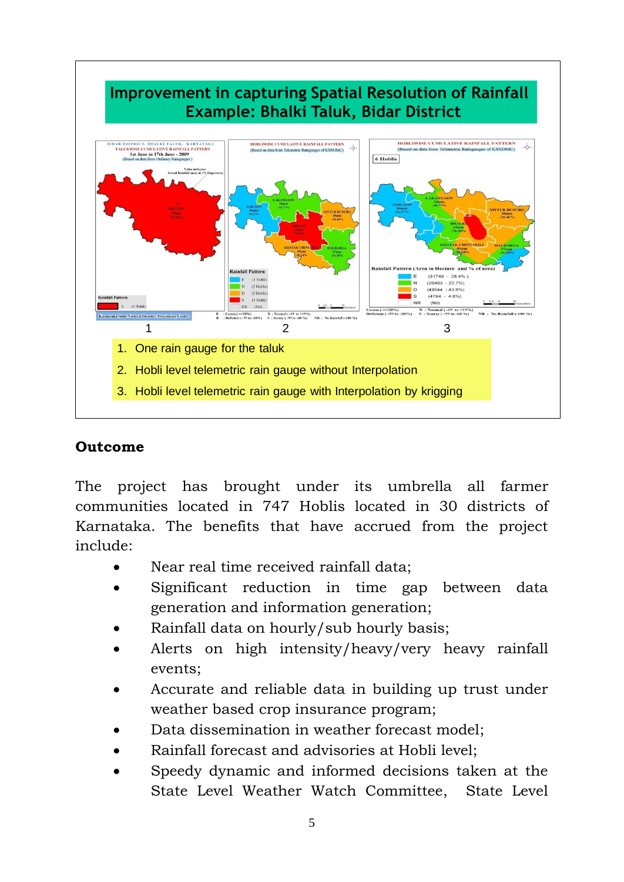**Improvement in capturing Spatial Resolution of Rainfall**
**Example: Bhalki Taluk, Bidar District**

1. One rain gauge for the taluk
2. Hobli level telemetric rain gauge without Interpolation
3. Hobli level telemetric rain gauge with Interpolation by krigging

**Outcome**

The project has brought under its umbrella all farmer communities located in 747 Hoblis located in 30 districts of Karnataka. The benefits that have accrued from the project include:

- Near real time received rainfall data;
- Significant reduction in time gap between data generation and information generation;
- Rainfall data on hourly/sub hourly basis;
- Alerts on high intensity/heavy/very heavy rainfall events;
- Accurate and reliable data in building up trust under weather based crop insurance program;
- Data dissemination in weather forecast model;
- Rainfall forecast and advisories at Hobli level;
- Speedy dynamic and informed decisions taken at the State Level Weather Watch Committee, State Level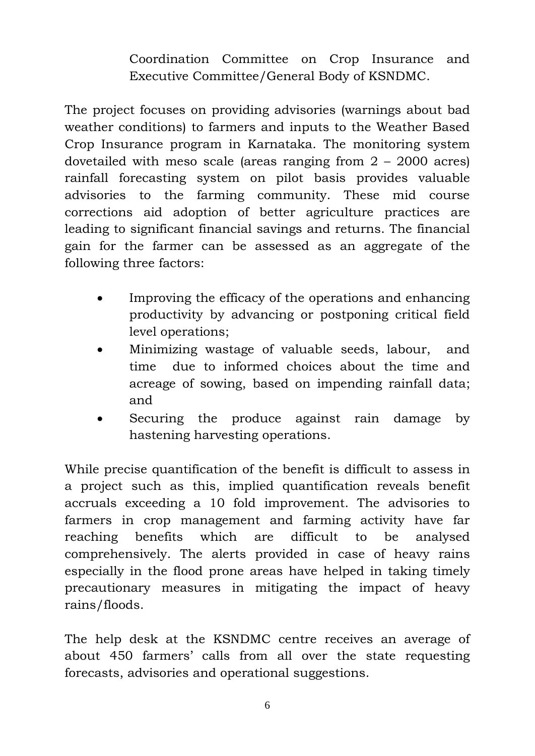Coordination Committee on Crop Insurance and Executive Committee/General Body of KSNDMC.

The project focuses on providing advisories (warnings about bad weather conditions) to farmers and inputs to the Weather Based Crop Insurance program in Karnataka. The monitoring system dovetailed with meso scale (areas ranging from 2 – 2000 acres) rainfall forecasting system on pilot basis provides valuable advisories to the farming community. These mid course corrections aid adoption of better agriculture practices are leading to significant financial savings and returns. The financial gain for the farmer can be assessed as an aggregate of the following three factors:

- Improving the efficacy of the operations and enhancing productivity by advancing or postponing critical field level operations;
- Minimizing wastage of valuable seeds, labour, and time due to informed choices about the time and acreage of sowing, based on impending rainfall data; and
- Securing the produce against rain damage by hastening harvesting operations.

While precise quantification of the benefit is difficult to assess in a project such as this, implied quantification reveals benefit accruals exceeding a 10 fold improvement. The advisories to farmers in crop management and farming activity have far reaching benefits which are difficult to be analysed comprehensively. The alerts provided in case of heavy rains especially in the flood prone areas have helped in taking timely precautionary measures in mitigating the impact of heavy rains/floods.

The help desk at the KSNDMC centre receives an average of about 450 farmers' calls from all over the state requesting forecasts, advisories and operational suggestions.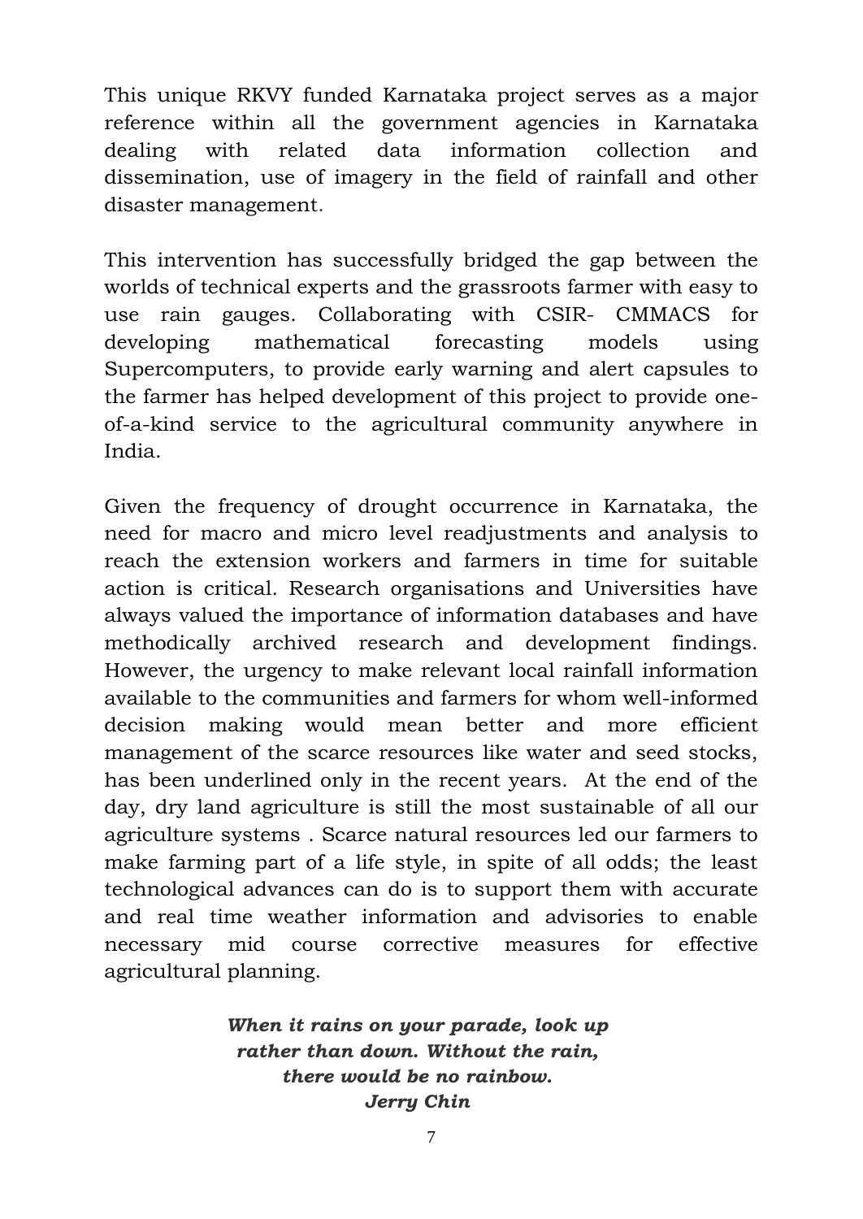This unique RKVY funded Karnataka project serves as a major reference within all the government agencies in Karnataka dealing with related data information collection and dissemination, use of imagery in the field of rainfall and other disaster management.

This intervention has successfully bridged the gap between the worlds of technical experts and the grassroots farmer with easy to use rain gauges. Collaborating with CSIR- CMMACS for developing mathematical forecasting models using Supercomputers, to provide early warning and alert capsules to the farmer has helped development of this project to provide one-of-a-kind service to the agricultural community anywhere in India.

Given the frequency of drought occurrence in Karnataka, the need for macro and micro level readjustments and analysis to reach the extension workers and farmers in time for suitable action is critical. Research organisations and Universities have always valued the importance of information databases and have methodically archived research and development findings. However, the urgency to make relevant local rainfall information available to the communities and farmers for whom well-informed decision making would mean better and more efficient management of the scarce resources like water and seed stocks, has been underlined only in the recent years. At the end of the day, dry land agriculture is still the most sustainable of all our agriculture systems . Scarce natural resources led our farmers to make farming part of a life style, in spite of all odds; the least technological advances can do is to support them with accurate and real time weather information and advisories to enable necessary mid course corrective measures for effective agricultural planning.

***When it rains on your parade, look up rather than down. Without the rain, there would be no rainbow.***
***Jerry Chin***